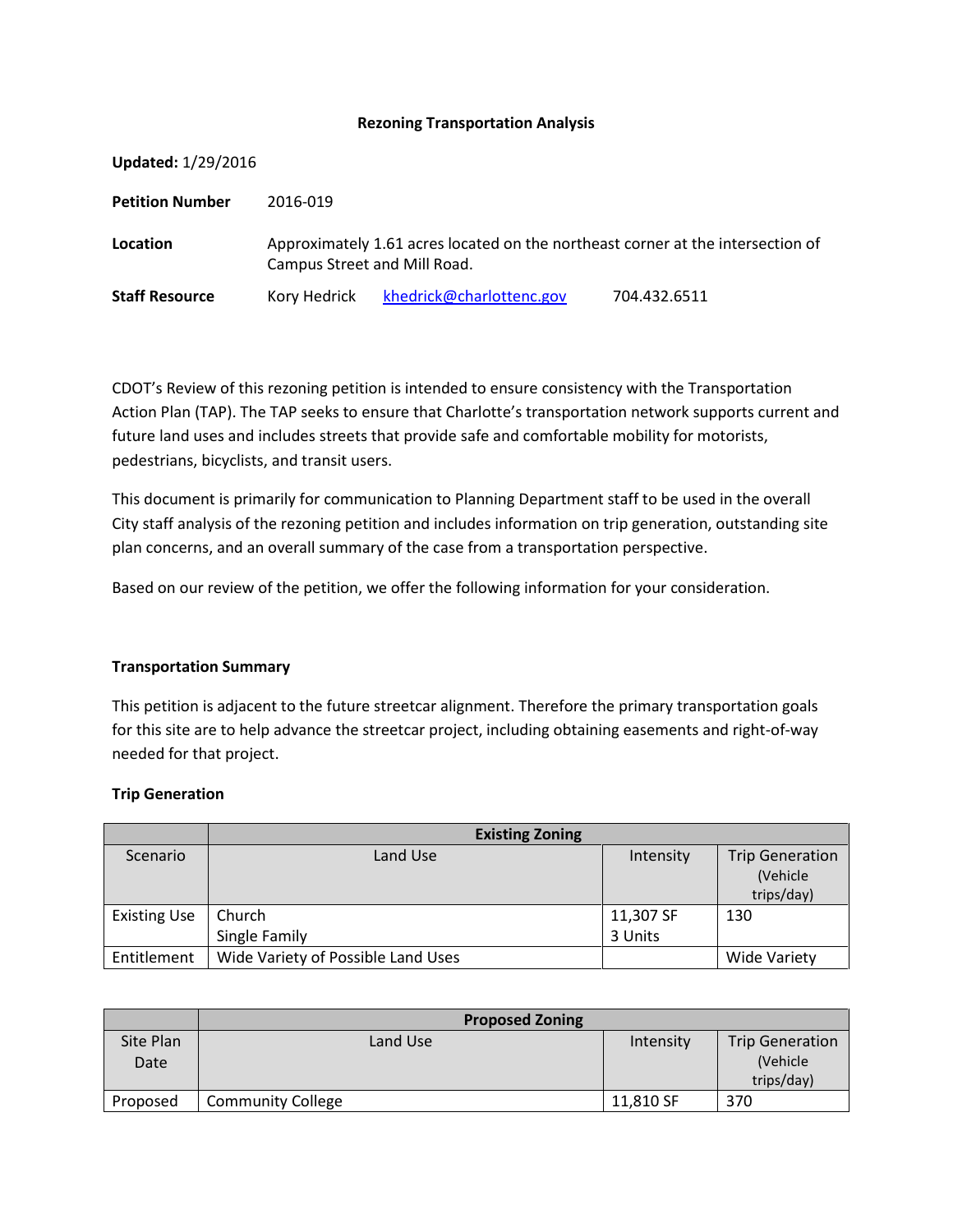# Rezoning Transportation Analysis

**Updated:** 1/29/2016

**Petition Number** 2016-019

**Location** Approximately 1.61 acres located on the northeast corner at the intersection of Campus Street and Mill Road.

**Staff Resource** Kory Hedrick khedrick@charlottenc.gov 704.432.6511

CDOT's Review of this rezoning petition is intended to ensure consistency with the Transportation Action Plan (TAP). The TAP seeks to ensure that Charlotte's transportation network supports current and future land uses and includes streets that provide safe and comfortable mobility for motorists, pedestrians, bicyclists, and transit users.

This document is primarily for communication to Planning Department staff to be used in the overall City staff analysis of the rezoning petition and includes information on trip generation, outstanding site plan concerns, and an overall summary of the case from a transportation perspective.

Based on our review of the petition, we offer the following information for your consideration.

### Transportation Summary

This petition is adjacent to the future streetcar alignment. Therefore the primary transportation goals for this site are to help advance the streetcar project, including obtaining easements and right-of-way needed for that project.

### Trip Generation

| | **Existing Zoning** | | |
|---|---|---|---|
| Scenario | Land Use | Intensity | Trip Generation (Vehicle trips/day) |
| Existing Use | Church<br>Single Family | 11,307 SF<br>3 Units | 130 |
| Entitlement | Wide Variety of Possible Land Uses | | Wide Variety |

| | **Proposed Zoning** | | |
|---|---|---|---|
| Site Plan Date | Land Use | Intensity | Trip Generation (Vehicle trips/day) |
| Proposed | Community College | 11,810 SF | 370 |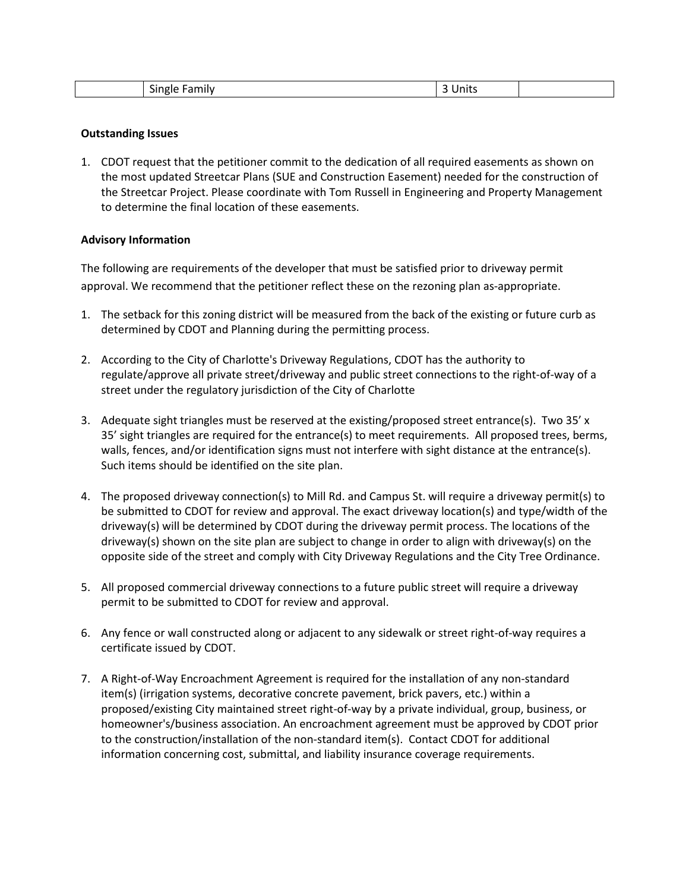| | | | |
|---|---|---|---|
| | Single Family | 3 Units | |

**Outstanding Issues**

1. CDOT request that the petitioner commit to the dedication of all required easements as shown on the most updated Streetcar Plans (SUE and Construction Easement) needed for the construction of the Streetcar Project. Please coordinate with Tom Russell in Engineering and Property Management to determine the final location of these easements.

**Advisory Information**

The following are requirements of the developer that must be satisfied prior to driveway permit approval. We recommend that the petitioner reflect these on the rezoning plan as-appropriate.

1. The setback for this zoning district will be measured from the back of the existing or future curb as determined by CDOT and Planning during the permitting process.

2. According to the City of Charlotte's Driveway Regulations, CDOT has the authority to regulate/approve all private street/driveway and public street connections to the right-of-way of a street under the regulatory jurisdiction of the City of Charlotte

3. Adequate sight triangles must be reserved at the existing/proposed street entrance(s). Two 35' x 35' sight triangles are required for the entrance(s) to meet requirements. All proposed trees, berms, walls, fences, and/or identification signs must not interfere with sight distance at the entrance(s). Such items should be identified on the site plan.

4. The proposed driveway connection(s) to Mill Rd. and Campus St. will require a driveway permit(s) to be submitted to CDOT for review and approval. The exact driveway location(s) and type/width of the driveway(s) will be determined by CDOT during the driveway permit process. The locations of the driveway(s) shown on the site plan are subject to change in order to align with driveway(s) on the opposite side of the street and comply with City Driveway Regulations and the City Tree Ordinance.

5. All proposed commercial driveway connections to a future public street will require a driveway permit to be submitted to CDOT for review and approval.

6. Any fence or wall constructed along or adjacent to any sidewalk or street right-of-way requires a certificate issued by CDOT.

7. A Right-of-Way Encroachment Agreement is required for the installation of any non-standard item(s) (irrigation systems, decorative concrete pavement, brick pavers, etc.) within a proposed/existing City maintained street right-of-way by a private individual, group, business, or homeowner's/business association. An encroachment agreement must be approved by CDOT prior to the construction/installation of the non-standard item(s). Contact CDOT for additional information concerning cost, submittal, and liability insurance coverage requirements.